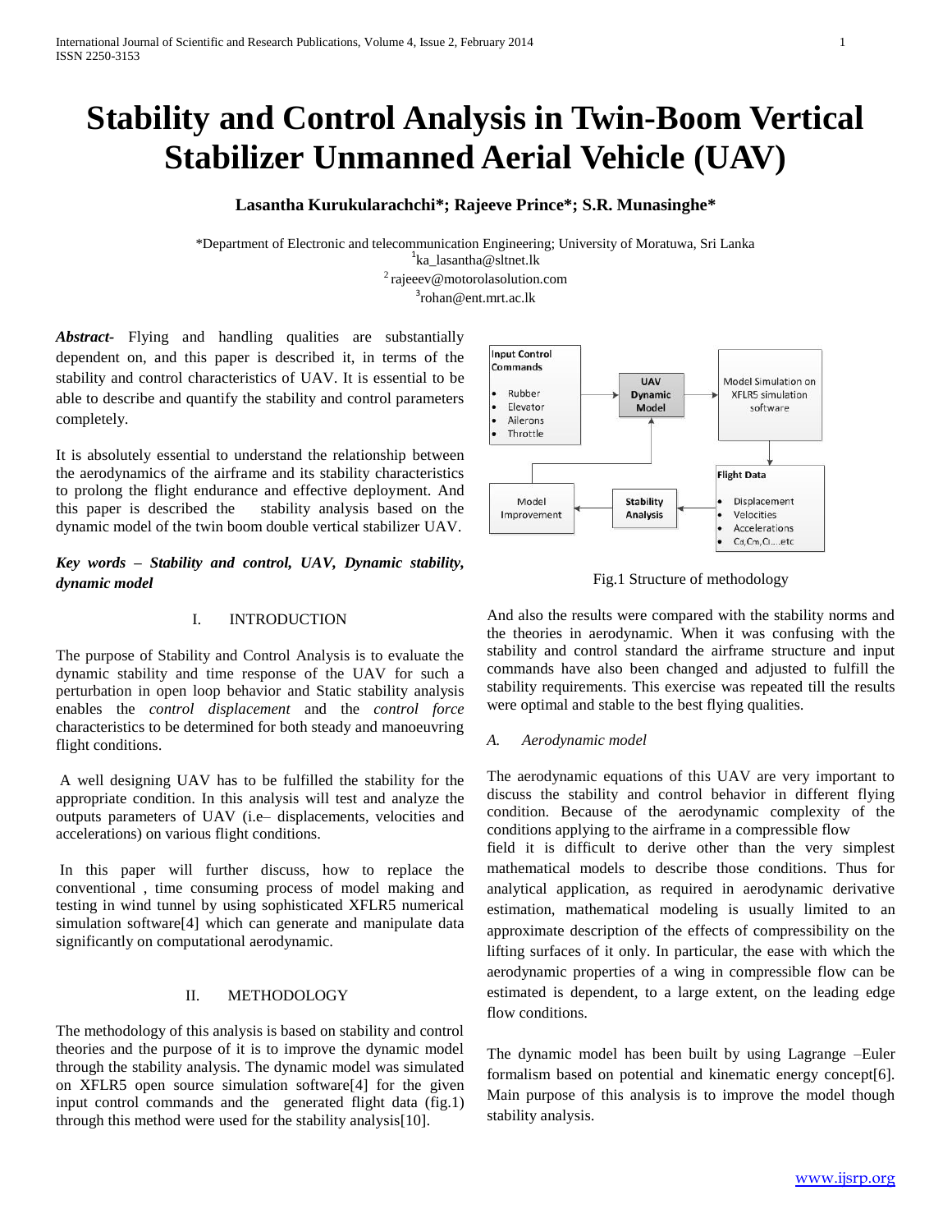# Stability and Control Analysis in Twin-Boom Vertical Stabilizer Unmanned Aerial Vehicle (UAV)

**Lasantha Kurukularachchi\*; Rajeeve Prince\*; S.R. Munasinghe\***

\*Department of Electronic and telecommunication Engineering; University of Moratuwa, Sri Lanka
[1]ka_lasantha@sltnet.lk
[2]rajeeev@motorolasolution.com
[3]rohan@ent.mrt.ac.lk

***Abstract-*** Flying and handling qualities are substantially dependent on, and this paper is described it, in terms of the stability and control characteristics of UAV. It is essential to be able to describe and quantify the stability and control parameters completely.

It is absolutely essential to understand the relationship between the aerodynamics of the airframe and its stability characteristics to prolong the flight endurance and effective deployment. And this paper is described the stability analysis based on the dynamic model of the twin boom double vertical stabilizer UAV.

***Key words – Stability and control, UAV, Dynamic stability, dynamic model***

## I. INTRODUCTION

The purpose of Stability and Control Analysis is to evaluate the dynamic stability and time response of the UAV for such a perturbation in open loop behavior and Static stability analysis enables the *control displacement* and the *control force* characteristics to be determined for both steady and manoeuvring flight conditions.

A well designing UAV has to be fulfilled the stability for the appropriate condition. In this analysis will test and analyze the outputs parameters of UAV (i.e– displacements, velocities and accelerations) on various flight conditions.

In this paper will further discuss, how to replace the conventional , time consuming process of model making and testing in wind tunnel by using sophisticated XFLR5 numerical simulation software[4] which can generate and manipulate data significantly on computational aerodynamic.

## II. METHODOLOGY

The methodology of this analysis is based on stability and control theories and the purpose of it is to improve the dynamic model through the stability analysis. The dynamic model was simulated on XFLR5 open source simulation software[4] for the given input control commands and the generated flight data (fig.1) through this method were used for the stability analysis[10].

Input Control Commands: Rubber, Elevator, Ailerons, Throttle → UAV Dynamic Model → Model Simulation on XFLR5 simulation software → Flight Data: Displacement, Velocities, Accelerations, Cd,Cm,Cl….etc → Stability Analysis → Model Improvement → UAV Dynamic Model

Fig.1 Structure of methodology

And also the results were compared with the stability norms and the theories in aerodynamic. When it was confusing with the stability and control standard the airframe structure and input commands have also been changed and adjusted to fulfill the stability requirements. This exercise was repeated till the results were optimal and stable to the best flying qualities.

### *A. Aerodynamic model*

The aerodynamic equations of this UAV are very important to discuss the stability and control behavior in different flying condition. Because of the aerodynamic complexity of the conditions applying to the airframe in a compressible flow field it is difficult to derive other than the very simplest mathematical models to describe those conditions. Thus for analytical application, as required in aerodynamic derivative estimation, mathematical modeling is usually limited to an approximate description of the effects of compressibility on the lifting surfaces of it only. In particular, the ease with which the aerodynamic properties of a wing in compressible flow can be estimated is dependent, to a large extent, on the leading edge flow conditions.

The dynamic model has been built by using Lagrange –Euler formalism based on potential and kinematic energy concept[6]. Main purpose of this analysis is to improve the model though stability analysis.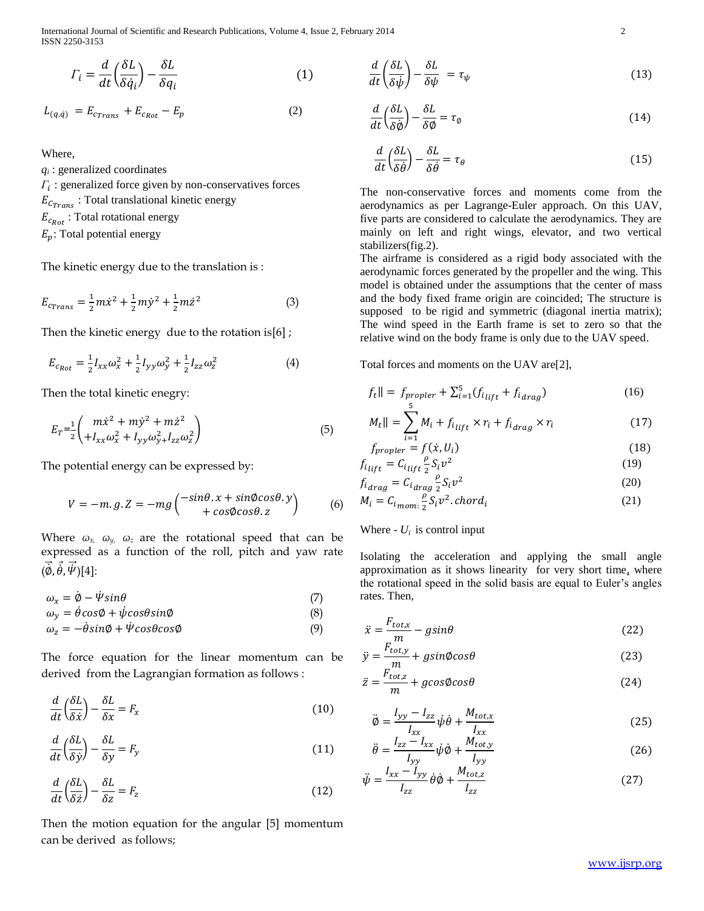$$\Gamma_i = \frac{d}{dt}\left(\frac{\delta L}{\delta \dot{q}_i}\right) - \frac{\delta L}{\delta q_i} \tag{1}$$

$$L_{(q,\dot{q})} = E_{c_{Trans}} + E_{c_{Rot}} - E_p \tag{2}$$

Where,

$q_i$ : generalized coordinates

$\Gamma_i$ : generalized force given by non-conservatives forces

$E_{C_{Trans}}$ : Total translational kinetic energy

$E_{c_{Rot}}$ : Total rotational energy

$E_p$: Total potential energy

The kinetic energy due to the translation is :

$$E_{c_{Trans}} = \frac{1}{2}m\dot{x}^2 + \frac{1}{2}m\dot{y}^2 + \frac{1}{2}m\dot{z}^2 \tag{3}$$

Then the kinetic energy due to the rotation is[6] ;

$$E_{c_{Rot}} = \frac{1}{2}I_{xx}\omega_x^2 + \frac{1}{2}I_{yy}\omega_y^2 + \frac{1}{2}I_{zz}\omega_z^2 \tag{4}$$

Then the total kinetic energy:

$$E_T = \frac{1}{2}\begin{pmatrix} m\dot{x}^2 + m\dot{y}^2 + m\dot{z}^2 \\ +I_{xx}\omega_x^2 + I_{yy}\omega_y^2 + I_{zz}\omega_z^2 \end{pmatrix} \tag{5}$$

The potential energy can be expressed by:

$$V = -m.g.Z = -mg\begin{pmatrix} -\sin\theta.x + \sin\emptyset\cos\theta.y \\ +\cos\emptyset\cos\theta.z \end{pmatrix} \tag{6}$$

Where $\omega_x$, $\omega_y$, $\omega_z$ are the rotational speed that can be expressed as a function of the roll, pitch and yaw rate $(\vec{\dot{\emptyset}}, \vec{\dot{\theta}}, \vec{\dot{\Psi}})$[4]:

$$\omega_x = \dot{\emptyset} - \dot{\Psi}\sin\theta \tag{7}$$

$$\omega_y = \dot{\theta}\cos\emptyset + \dot{\psi}\cos\theta\sin\emptyset \tag{8}$$

$$\omega_z = -\dot{\theta}\sin\emptyset + \dot{\Psi}\cos\theta\cos\emptyset \tag{9}$$

The force equation for the linear momentum can be derived from the Lagrangian formation as follows :

$$\frac{d}{dt}\left(\frac{\delta L}{\delta \dot{x}}\right) - \frac{\delta L}{\delta x} = F_x \tag{10}$$

$$\frac{d}{dt}\left(\frac{\delta L}{\delta \dot{y}}\right) - \frac{\delta L}{\delta y} = F_y \tag{11}$$

$$\frac{d}{dt}\left(\frac{\delta L}{\delta \dot{z}}\right) - \frac{\delta L}{\delta z} = F_z \tag{12}$$

Then the motion equation for the angular [5] momentum can be derived as follows;

$$\frac{d}{dt}\left(\frac{\delta L}{\delta \dot{\psi}}\right) - \frac{\delta L}{\delta \psi} = \tau_\psi \tag{13}$$

$$\frac{d}{dt}\left(\frac{\delta L}{\delta \dot{\emptyset}}\right) - \frac{\delta L}{\delta \emptyset} = \tau_\emptyset \tag{14}$$

$$\frac{d}{dt}\left(\frac{\delta L}{\delta \dot{\theta}}\right) - \frac{\delta L}{\delta \theta} = \tau_\theta \tag{15}$$

The non-conservative forces and moments come from the aerodynamics as per Lagrange-Euler approach. On this UAV, five parts are considered to calculate the aerodynamics. They are mainly on left and right wings, elevator, and two vertical stabilizers(fig.2).

The airframe is considered as a rigid body associated with the aerodynamic forces generated by the propeller and the wing. This model is obtained under the assumptions that the center of mass and the body fixed frame origin are coincided; The structure is supposed to be rigid and symmetric (diagonal inertia matrix); The wind speed in the Earth frame is set to zero so that the relative wind on the body frame is only due to the UAV speed.

Total forces and moments on the UAV are[2],

$$f_t\| = f_{propler} + \sum_{i=1}^{5}(f_{i_{lift}} + f_{i_{drag}}) \tag{16}$$

$$M_t\| = \sum_{i=1}^{5} M_i + f_{i_{lift}} \times r_i + f_{i_{drag}} \times r_i \tag{17}$$

$$f_{propler} = f(\dot{x}, U_i) \tag{18}$$

$$f_{i_{lift}} = C_{i_{lift}}\frac{\rho}{2}S_i v^2 \tag{19}$$

$$f_{i_{drag}} = C_{i_{drag}}\frac{\rho}{2}S_i v^2 \tag{20}$$

$$M_i = C_{i_{mom:}}\frac{\rho}{2}S_i v^2.chord_i \tag{21}$$

Where - $U_i$ is control input

Isolating the acceleration and applying the small angle approximation as it shows linearity for very short time, where the rotational speed in the solid basis are equal to Euler's angles rates. Then,

$$\ddot{x} = \frac{F_{tot,x}}{m} - g\sin\theta \tag{22}$$

$$\ddot{y} = \frac{F_{tot,y}}{m} + g\sin\emptyset\cos\theta \tag{23}$$

$$\ddot{z} = \frac{F_{tot,z}}{m} + g\cos\emptyset\cos\theta \tag{24}$$

$$\ddot{\emptyset} = \frac{I_{yy} - I_{zz}}{I_{xx}}\dot{\psi}\dot{\theta} + \frac{M_{tot,x}}{I_{xx}} \tag{25}$$

$$\ddot{\theta} = \frac{I_{zz} - I_{xx}}{I_{yy}}\dot{\psi}\dot{\emptyset} + \frac{M_{tot,y}}{I_{yy}} \tag{26}$$

$$\ddot{\psi} = \frac{I_{xx} - I_{yy}}{I_{zz}}\dot{\theta}\dot{\emptyset} + \frac{M_{tot,z}}{I_{zz}} \tag{27}$$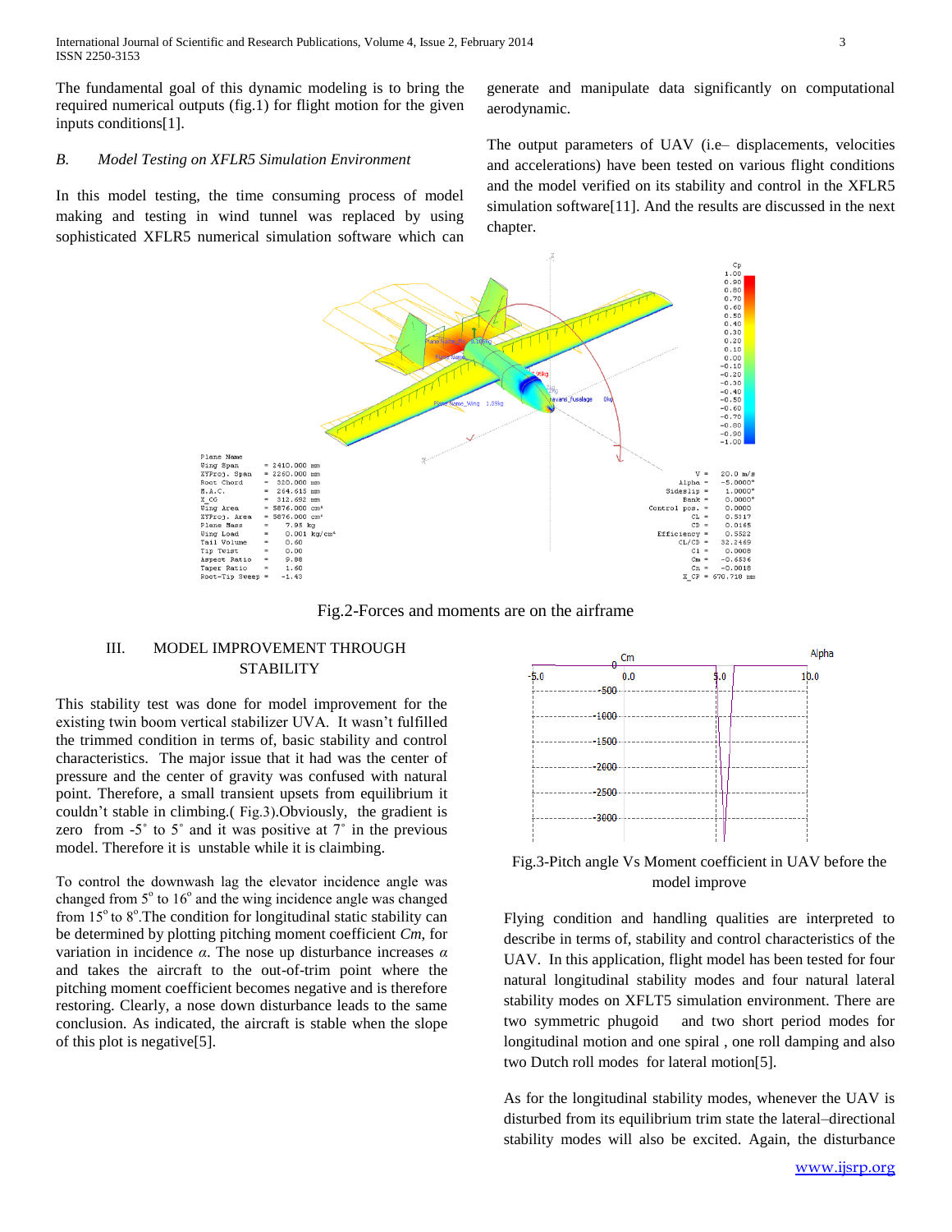The fundamental goal of this dynamic modeling is to bring the required numerical outputs (fig.1) for flight motion for the given inputs conditions[1].

### *B. Model Testing on XFLR5 Simulation Environment*

In this model testing, the time consuming process of model making and testing in wind tunnel was replaced by using sophisticated XFLR5 numerical simulation software which can generate and manipulate data significantly on computational aerodynamic.

The output parameters of UAV (i.e– displacements, velocities and accelerations) have been tested on various flight conditions and the model verified on its stability and control in the XFLR5 simulation software[11]. And the results are discussed in the next chapter.

Fig.2-Forces and moments are on the airframe

## III. MODEL IMPROVEMENT THROUGH STABILITY

This stability test was done for model improvement for the existing twin boom vertical stabilizer UVA. It wasn't fulfilled the trimmed condition in terms of, basic stability and control characteristics. The major issue that it had was the center of pressure and the center of gravity was confused with natural point. Therefore, a small transient upsets from equilibrium it couldn't stable in climbing.( Fig.3).Obviously, the gradient is zero from -5˚ to 5˚ and it was positive at 7˚ in the previous model. Therefore it is unstable while it is claimbing.

To control the downwash lag the elevator incidence angle was changed from $5^{o}$ to $16^{o}$ and the wing incidence angle was changed from $15^{o}$ to $8^{o}$.The condition for longitudinal static stability can be determined by plotting pitching moment coefficient *Cm*, for variation in incidence $\alpha$. The nose up disturbance increases $\alpha$ and takes the aircraft to the out-of-trim point where the pitching moment coefficient becomes negative and is therefore restoring. Clearly, a nose down disturbance leads to the same conclusion. As indicated, the aircraft is stable when the slope of this plot is negative[5].

Fig.3-Pitch angle Vs Moment coefficient in UAV before the model improve

Flying condition and handling qualities are interpreted to describe in terms of, stability and control characteristics of the UAV. In this application, flight model has been tested for four natural longitudinal stability modes and four natural lateral stability modes on XFLT5 simulation environment. There are two symmetric phugoid and two short period modes for longitudinal motion and one spiral , one roll damping and also two Dutch roll modes for lateral motion[5].

As for the longitudinal stability modes, whenever the UAV is disturbed from its equilibrium trim state the lateral–directional stability modes will also be excited. Again, the disturbance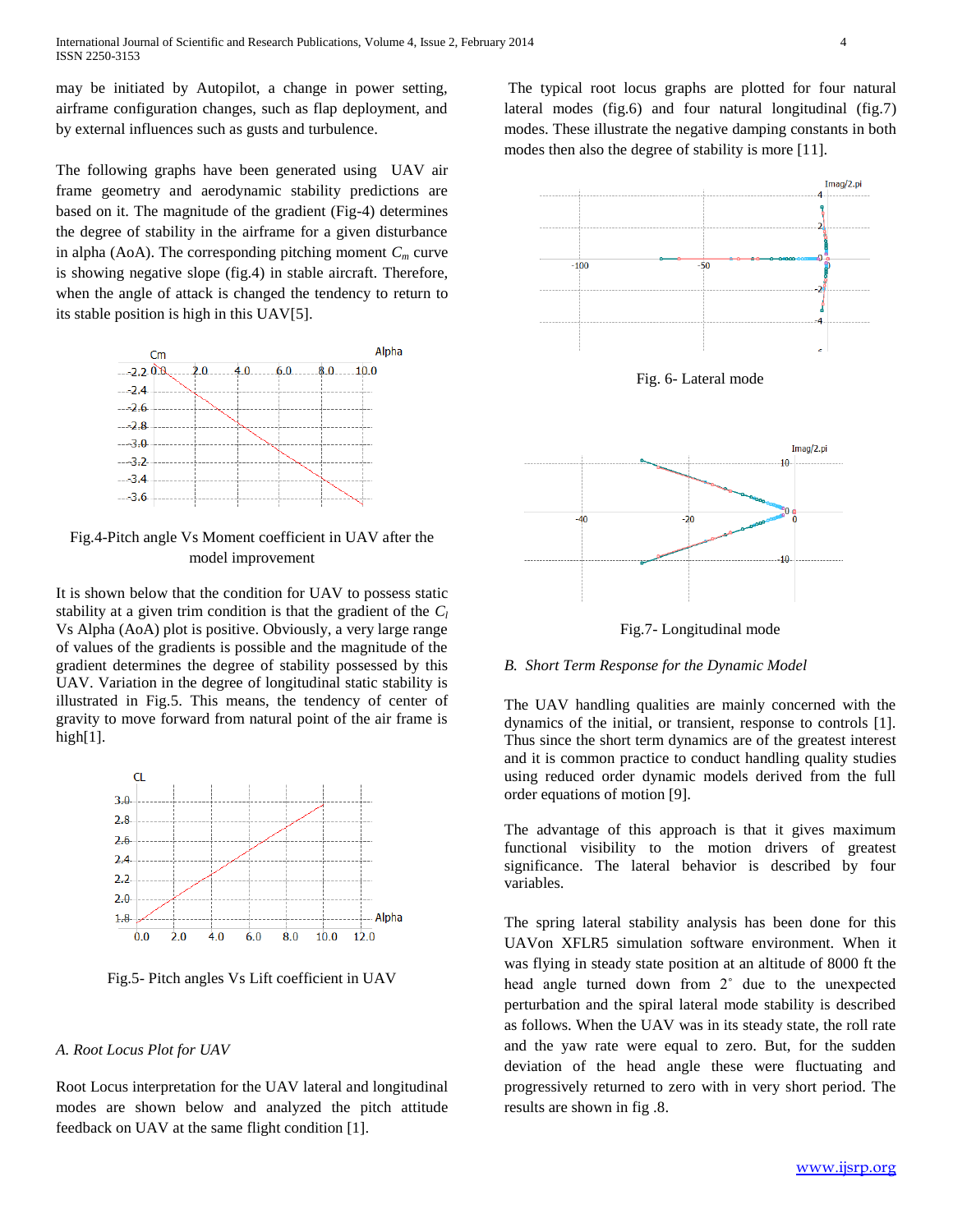may be initiated by Autopilot, a change in power setting, airframe configuration changes, such as flap deployment, and by external influences such as gusts and turbulence.

The following graphs have been generated using UAV air frame geometry and aerodynamic stability predictions are based on it. The magnitude of the gradient (Fig-4) determines the degree of stability in the airframe for a given disturbance in alpha (AoA). The corresponding pitching moment $C_m$ curve is showing negative slope (fig.4) in stable aircraft. Therefore, when the angle of attack is changed the tendency to return to its stable position is high in this UAV[5].

Fig.4-Pitch angle Vs Moment coefficient in UAV after the model improvement

It is shown below that the condition for UAV to possess static stability at a given trim condition is that the gradient of the $C_l$ Vs Alpha (AoA) plot is positive. Obviously, a very large range of values of the gradients is possible and the magnitude of the gradient determines the degree of stability possessed by this UAV. Variation in the degree of longitudinal static stability is illustrated in Fig.5. This means, the tendency of center of gravity to move forward from natural point of the air frame is high[1].

Fig.5- Pitch angles Vs Lift coefficient in UAV

### A. Root Locus Plot for UAV

Root Locus interpretation for the UAV lateral and longitudinal modes are shown below and analyzed the pitch attitude feedback on UAV at the same flight condition [1].

The typical root locus graphs are plotted for four natural lateral modes (fig.6) and four natural longitudinal (fig.7) modes. These illustrate the negative damping constants in both modes then also the degree of stability is more [11].

Fig. 6- Lateral mode

Fig.7- Longitudinal mode

### B. Short Term Response for the Dynamic Model

The UAV handling qualities are mainly concerned with the dynamics of the initial, or transient, response to controls [1]. Thus since the short term dynamics are of the greatest interest and it is common practice to conduct handling quality studies using reduced order dynamic models derived from the full order equations of motion [9].

The advantage of this approach is that it gives maximum functional visibility to the motion drivers of greatest significance. The lateral behavior is described by four variables.

The spring lateral stability analysis has been done for this UAVon XFLR5 simulation software environment. When it was flying in steady state position at an altitude of 8000 ft the head angle turned down from 2˚ due to the unexpected perturbation and the spiral lateral mode stability is described as follows. When the UAV was in its steady state, the roll rate and the yaw rate were equal to zero. But, for the sudden deviation of the head angle these were fluctuating and progressively returned to zero with in very short period. The results are shown in fig .8.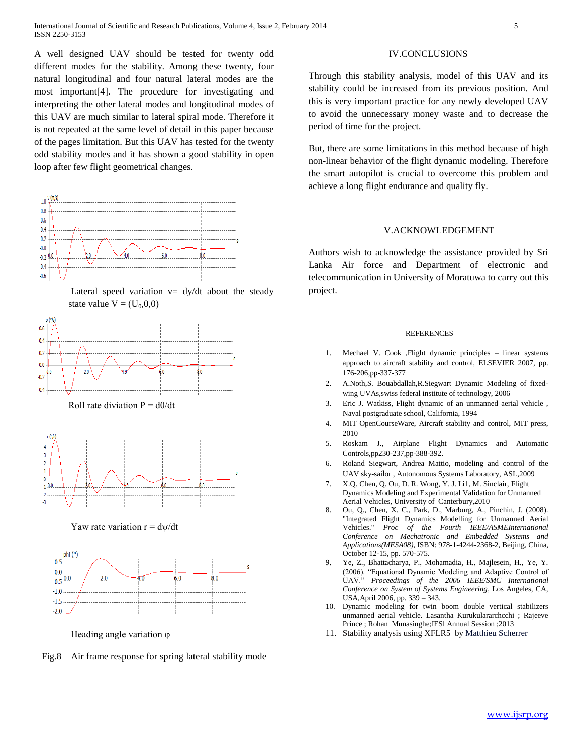A well designed UAV should be tested for twenty odd different modes for the stability. Among these twenty, four natural longitudinal and four natural lateral modes are the most important[4]. The procedure for investigating and interpreting the other lateral modes and longitudinal modes of this UAV are much similar to lateral spiral mode. Therefore it is not repeated at the same level of detail in this paper because of the pages limitation. But this UAV has tested for the twenty odd stability modes and it has shown a good stability in open loop after few flight geometrical changes.

v (m/s)
1.0
0.8
0.6
0.4
0.2
0.0
-0.2
-0.4
-0.6
0.0
2.0
4.0
6.0
8.0
s

Lateral speed variation v= dy/dt about the steady state value V = ($U_0$,0,0)

p (°/s)
0.6
0.4
0.2
0.0
-0.2
-0.4
0.0
2.0
4.0
6.0
8.0
s

Roll rate diviation P = dθ/dt

r (°/s)
4
3
2
1
0
-1
-2
-3
0.0
2.0
4.0
6.0
8.0
s

Yaw rate variation r = dψ/dt

phi (°)
0.5
0.0
-0.5
-1.0
-1.5
-2.0
0.0
2.0
4.0
6.0
8.0
s

Heading angle variation φ

Fig.8 – Air frame response for spring lateral stability mode

## IV.CONCLUSIONS

Through this stability analysis, model of this UAV and its stability could be increased from its previous position. And this is very important practice for any newly developed UAV to avoid the unnecessary money waste and to decrease the period of time for the project.

But, there are some limitations in this method because of high non-linear behavior of the flight dynamic modeling. Therefore the smart autopilot is crucial to overcome this problem and achieve a long flight endurance and quality fly.

## V.ACKNOWLEDGEMENT

Authors wish to acknowledge the assistance provided by Sri Lanka Air force and Department of electronic and telecommunication in University of Moratuwa to carry out this project.

## REFERENCES

1. Mechael V. Cook ,Flight dynamic principles – linear systems approach to aircraft stability and control, ELSEVIER 2007, pp. 176-206,pp-337-377
2. A.Noth,S. Bouabdallah,R.Siegwart Dynamic Modeling of fixed-wing UVAs,swiss federal institute of technology, 2006
3. Eric J. Watkiss, Flight dynamic of an unmanned aerial vehicle , Naval postgraduate school, California, 1994
4. MIT OpenCourseWare, Aircraft stability and control, MIT press, 2010
5. Roskam J., Airplane Flight Dynamics and Automatic Controls,pp230-237,pp-388-392.
6. Roland Siegwart, Andrea Mattio, modeling and control of the UAV sky-sailor , Autonomous Systems Laboratory, ASL,2009
7. X.Q. Chen, Q. Ou, D. R. Wong, Y. J. Li1, M. Sinclair, Flight Dynamics Modeling and Experimental Validation for Unmanned Aerial Vehicles, University of Canterbury,2010
8. Ou, Q., Chen, X. C., Park, D., Marburg, A., Pinchin, J. (2008). "Integrated Flight Dynamics Modelling for Unmanned Aerial Vehicles." *Proc of the Fourth IEEE/ASMEInternational Conference on Mechatronic and Embedded Systems and Applications(MESA08)*, ISBN: 978-1-4244-2368-2, Beijing, China, October 12-15, pp. 570-575.
9. Ye, Z., Bhattacharya, P., Mohamadia, H., Majlesein, H., Ye, Y. (2006). "Equational Dynamic Modeling and Adaptive Control of UAV." *Proceedings of the 2006 IEEE/SMC International Conference on System of Systems Engineering*, Los Angeles, CA, USA,April 2006, pp. 339 – 343.
10. Dynamic modeling for twin boom double vertical stabilizers unmanned aerial vehicle. Lasantha Kurukulararchchi ; Rajeeve Prince ; Rohan Munasinghe;IESl Annual Session ;2013
11. Stability analysis using XFLR5 by Matthieu Scherrer